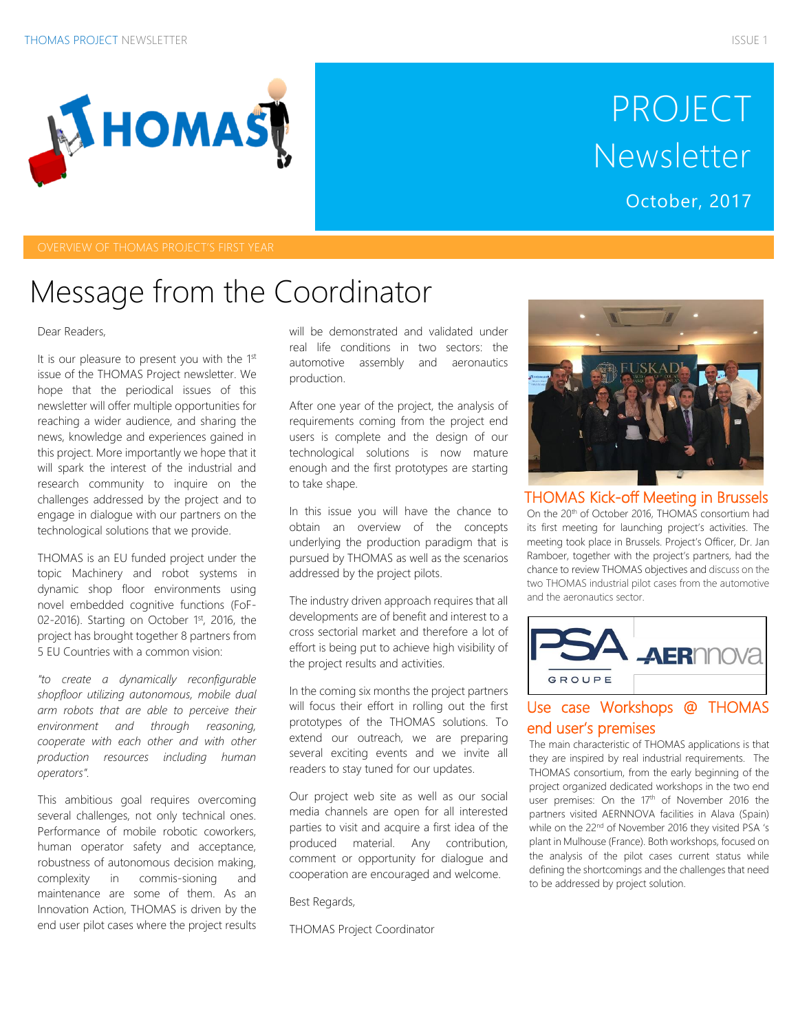# PROJECT Newsletter

October, 2017

OVERVIEW OF THOMAS PROJECT'S FIRST YEAR

## Message from the Coordinator

Dear Readers,

It is our pleasure to present you with the 1st issue of the THOMAS Project newsletter. We hope that the periodical issues of this newsletter will offer multiple opportunities for reaching a wider audience, and sharing the news, knowledge and experiences gained in this project. More importantly we hope that it will spark the interest of the industrial and research community to inquire on the challenges addressed by the project and to engage in dialogue with our partners on the technological solutions that we provide.

THOMAS is an EU funded project under the topic Machinery and robot systems in dynamic shop floor environments using novel embedded cognitive functions (FoF-02-2016). Starting on October 1st, 2016, the project has brought together 8 partners from 5 EU Countries with a common vision:

*"to create a dynamically reconfigurable shopfloor utilizing autonomous, mobile dual arm robots that are able to perceive their environment and through reasoning, cooperate with each other and with other production resources including human operators".*

This ambitious goal requires overcoming several challenges, not only technical ones. Performance of mobile robotic coworkers, human operator safety and acceptance, robustness of autonomous decision making, complexity in commis-sioning and maintenance are some of them. As an Innovation Action, THOMAS is driven by the end user pilot cases where the project results will be demonstrated and validated under real life conditions in two sectors: the automotive assembly and aeronautics production.

After one year of the project, the analysis of requirements coming from the project end users is complete and the design of our technological solutions is now mature enough and the first prototypes are starting to take shape.

In this issue you will have the chance to obtain an overview of the concepts underlying the production paradigm that is pursued by THOMAS as well as the scenarios addressed by the project pilots.

The industry driven approach requires that all developments are of benefit and interest to a cross sectorial market and therefore a lot of effort is being put to achieve high visibility of the project results and activities.

In the coming six months the project partners will focus their effort in rolling out the first prototypes of the THOMAS solutions. To extend our outreach, we are preparing several exciting events and we invite all readers to stay tuned for our updates.

Our project web site as well as our social media channels are open for all interested parties to visit and acquire a first idea of the produced material. Any contribution, comment or opportunity for dialogue and cooperation are encouraged and welcome.

Best Regards,

THOMAS Project Coordinator

### THOMAS Kick-off Meeting in Brussels

On the 20th of October 2016, THOMAS consortium had its first meeting for launching project's activities. The meeting took place in Brussels. Project's Officer, Dr. Jan Ramboer, together with the project's partners, had the chance to review THOMAS objectives and discuss on the two THOMAS industrial pilot cases from the automotive and the aeronautics sector.

### Use case Workshops @ THOMAS end user's premises

The main characteristic of THOMAS applications is that they are inspired by real industrial requirements. The THOMAS consortium, from the early beginning of the project organized dedicated workshops in the two end user premises: On the 17th of November 2016 the partners visited AERNNOVA facilities in Alava (Spain) while on the 22nd of November 2016 they visited PSA 's plant in Mulhouse (France). Both workshops, focused on the analysis of the pilot cases current status while defining the shortcomings and the challenges that need to be addressed by project solution.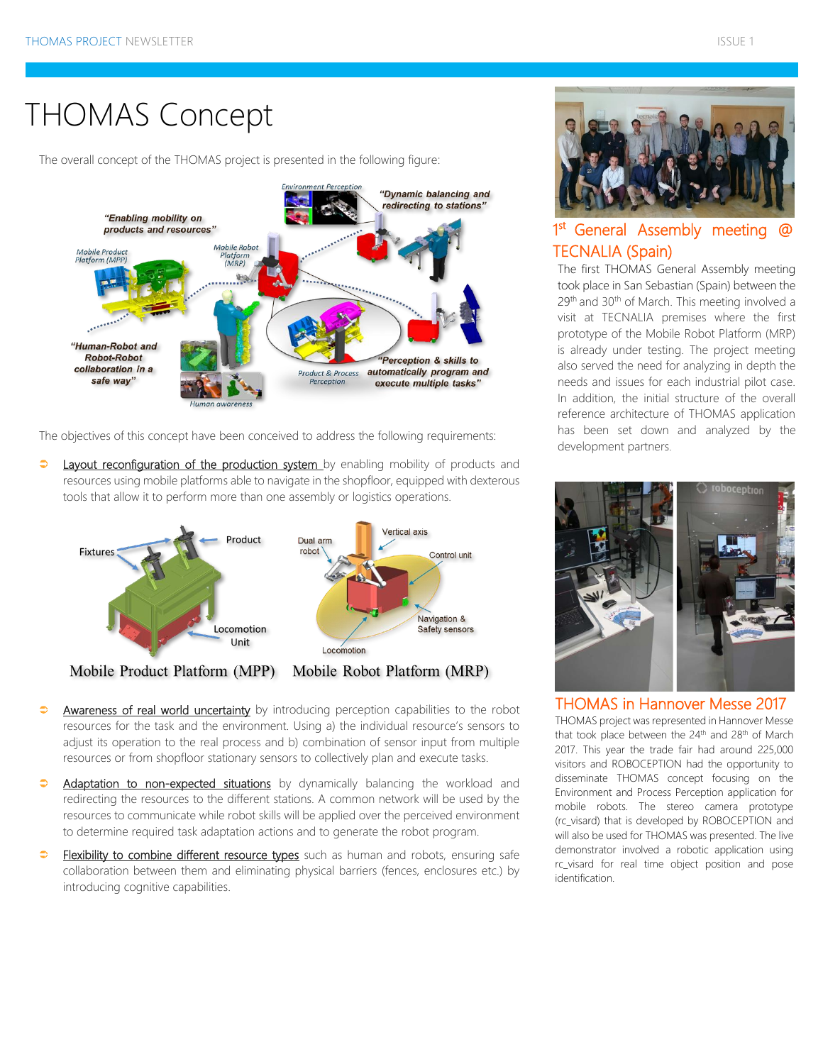# THOMAS Concept

The overall concept of the THOMAS project is presented in the following figure:

The objectives of this concept have been conceived to address the following requirements:

- Layout reconfiguration of the production system by enabling mobility of products and resources using mobile platforms able to navigate in the shopfloor, equipped with dexterous tools that allow it to perform more than one assembly or logistics operations.

Mobile Product Platform (MPP) Mobile Robot Platform (MRP)

- Awareness of real world uncertainty by introducing perception capabilities to the robot resources for the task and the environment. Using a) the individual resource's sensors to adjust its operation to the real process and b) combination of sensor input from multiple resources or from shopfloor stationary sensors to collectively plan and execute tasks.
- Adaptation to non-expected situations by dynamically balancing the workload and redirecting the resources to the different stations. A common network will be used by the resources to communicate while robot skills will be applied over the perceived environment to determine required task adaptation actions and to generate the robot program.
- Flexibility to combine different resource types such as human and robots, ensuring safe collaboration between them and eliminating physical barriers (fences, enclosures etc.) by introducing cognitive capabilities.

## 1st General Assembly meeting @ TECNALIA (Spain)

The first THOMAS General Assembly meeting took place in San Sebastian (Spain) between the 29th and 30th of March. This meeting involved a visit at TECNALIA premises where the first prototype of the Mobile Robot Platform (MRP) is already under testing. The project meeting also served the need for analyzing in depth the needs and issues for each industrial pilot case. In addition, the initial structure of the overall reference architecture of THOMAS application has been set down and analyzed by the development partners.

## THOMAS in Hannover Messe 2017

THOMAS project was represented in Hannover Messe that took place between the 24th and 28th of March 2017. This year the trade fair had around 225,000 visitors and ROBOCEPTION had the opportunity to disseminate THOMAS concept focusing on the Environment and Process Perception application for mobile robots. The stereo camera prototype (rc_visard) that is developed by ROBOCEPTION and will also be used for THOMAS was presented. The live demonstrator involved a robotic application using rc_visard for real time object position and pose identification.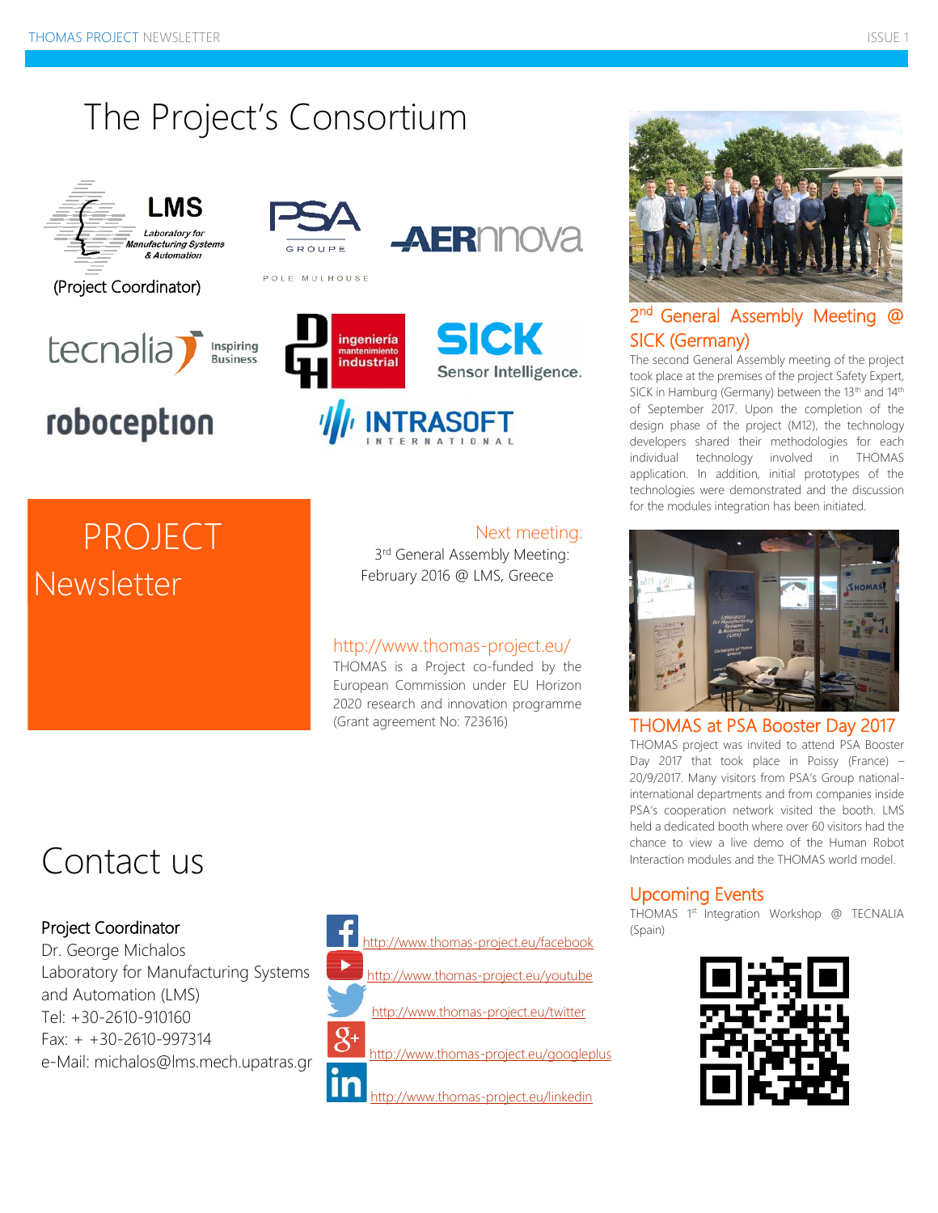# The Project's Consortium

LMS

Laboratory for Manufacturing Systems & Automation

(Project Coordinator)

PSA GROUPE

POLE MULHOUSE

AERnnova

tecnalia Inspiring Business

ingeniería mantenimiento industrial

SICK Sensor Intelligence.

roboception

INTRASOFT INTERNATIONAL

## 2nd General Assembly Meeting @ SICK (Germany)

The second General Assembly meeting of the project took place at the premises of the project Safety Expert, SICK in Hamburg (Germany) between the 13th and 14th of September 2017. Upon the completion of the design phase of the project (M12), the technology developers shared their methodologies for each individual technology involved in THOMAS application. In addition, initial prototypes of the technologies were demonstrated and the discussion for the modules integration has been initiated.

# PROJECT Newsletter

Next meeting:

3rd General Assembly Meeting:
February 2016 @ LMS, Greece

http://www.thomas-project.eu/

THOMAS is a Project co-funded by the European Commission under EU Horizon 2020 research and innovation programme (Grant agreement No: 723616)

## THOMAS at PSA Booster Day 2017

THOMAS project was invited to attend PSA Booster Day 2017 that took place in Poissy (France) – 20/9/2017. Many visitors from PSA's Group national-international departments and from companies inside PSA's cooperation network visited the booth. LMS held a dedicated booth where over 60 visitors had the chance to view a live demo of the Human Robot Interaction modules and the THOMAS world model.

## Upcoming Events

THOMAS 1st Integration Workshop @ TECNALIA (Spain)

# Contact us

**Project Coordinator**
Dr. George Michalos
Laboratory for Manufacturing Systems and Automation (LMS)
Tel: +30-2610-910160
Fax: + +30-2610-997314
e-Mail: michalos@lms.mech.upatras.gr

http://www.thomas-project.eu/facebook

http://www.thomas-project.eu/youtube

http://www.thomas-project.eu/twitter

http://www.thomas-project.eu/googleplus

http://www.thomas-project.eu/linkedin